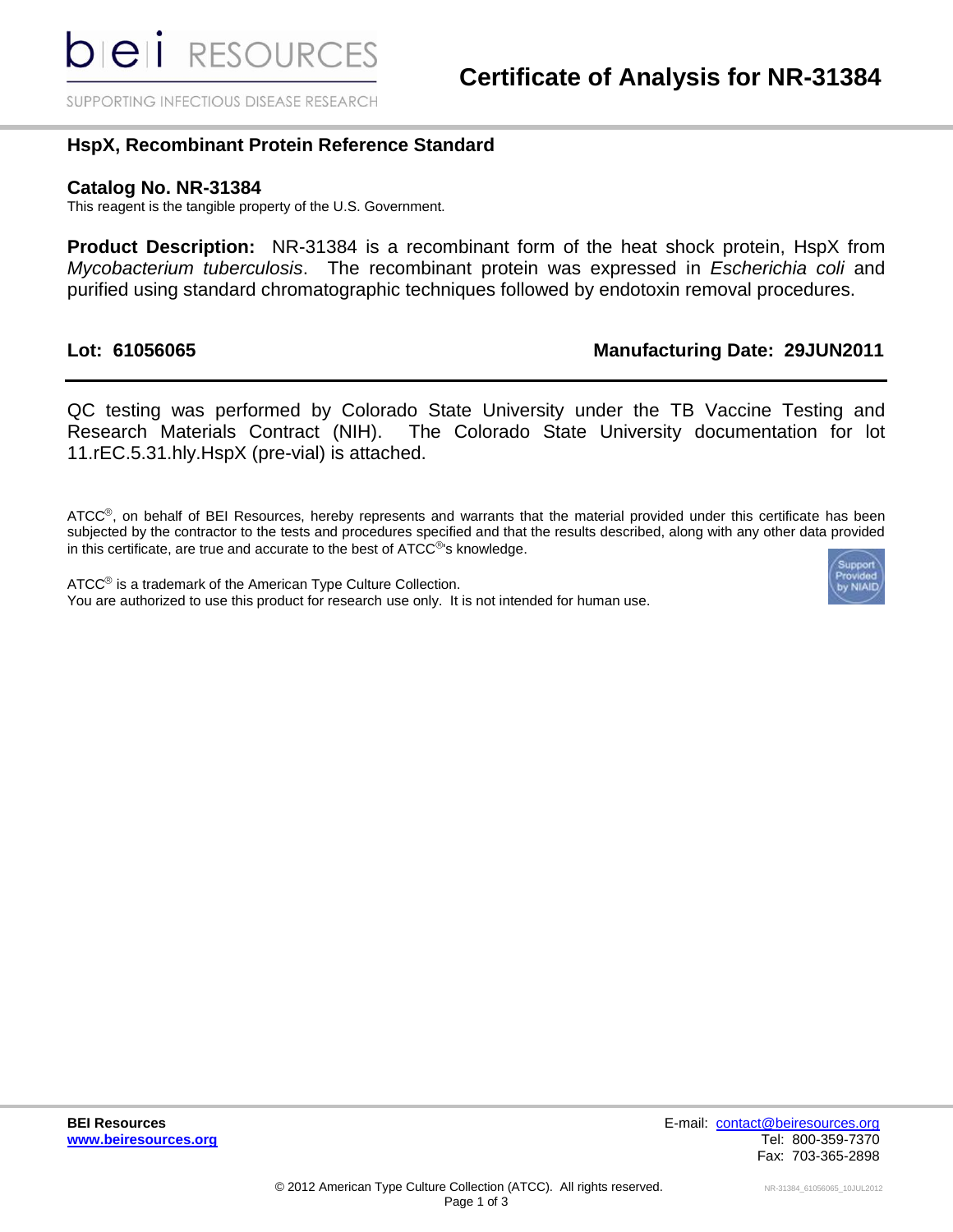# Certificate of Analysis for NR-31384

b|e|i RESOURCES

SUPPORTING INFECTIOUS DISEASE RESEARCH

## HspX, Recombinant Protein Reference Standard

### Catalog No. NR-31384

This reagent is the tangible property of the U.S. Government.

**Product Description:** NR-31384 is a recombinant form of the heat shock protein, HspX from *Mycobacterium tuberculosis*. The recombinant protein was expressed in *Escherichia coli* and purified using standard chromatographic techniques followed by endotoxin removal procedures.

**Lot: 61056065** **Manufacturing Date: 29JUN2011**

---

QC testing was performed by Colorado State University under the TB Vaccine Testing and Research Materials Contract (NIH). The Colorado State University documentation for lot 11.rEC.5.31.hly.HspX (pre-vial) is attached.

ATCC®, on behalf of BEI Resources, hereby represents and warrants that the material provided under this certificate has been subjected by the contractor to the tests and procedures specified and that the results described, along with any other data provided in this certificate, are true and accurate to the best of ATCC®'s knowledge.

ATCC® is a trademark of the American Type Culture Collection.
You are authorized to use this product for research use only. It is not intended for human use.

Support Provided by NIAID

**BEI Resources**
**www.beiresources.org**

E-mail: contact@beiresources.org
Tel: 800-359-7370
Fax: 703-365-2898

© 2012 American Type Culture Collection (ATCC). All rights reserved.

NR-31384_61056065_10JUL2012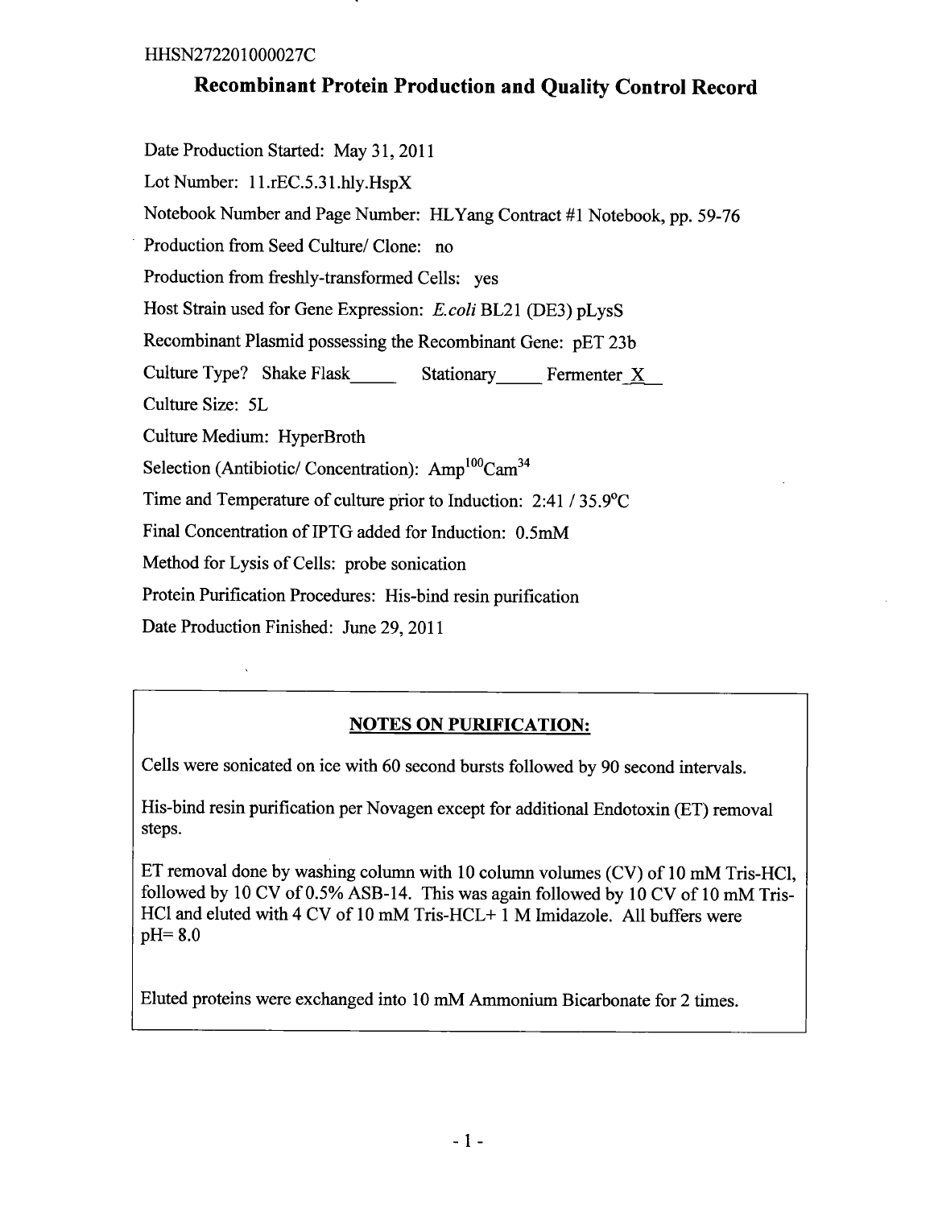HHSN272201000027C

# Recombinant Protein Production and Quality Control Record

Date Production Started: May 31, 2011

Lot Number: 11.rEC.5.31.hly.HspX

Notebook Number and Page Number: HLYang Contract #1 Notebook, pp. 59-76

Production from Seed Culture/ Clone: no

Production from freshly-transformed Cells: yes

Host Strain used for Gene Expression: *E.coli* BL21 (DE3) pLysS

Recombinant Plasmid possessing the Recombinant Gene: pET 23b

Culture Type? Shake Flask_____ Stationary_____ Fermenter_X__

Culture Size: 5L

Culture Medium: HyperBroth

Selection (Antibiotic/ Concentration): $Amp^{100}Cam^{34}$

Time and Temperature of culture prior to Induction: 2:41 / 35.9°C

Final Concentration of IPTG added for Induction: 0.5mM

Method for Lysis of Cells: probe sonication

Protein Purification Procedures: His-bind resin purification

Date Production Finished: June 29, 2011

## NOTES ON PURIFICATION:

Cells were sonicated on ice with 60 second bursts followed by 90 second intervals.

His-bind resin purification per Novagen except for additional Endotoxin (ET) removal steps.

ET removal done by washing column with 10 column volumes (CV) of 10 mM Tris-HCl, followed by 10 CV of 0.5% ASB-14. This was again followed by 10 CV of 10 mM Tris-HCl and eluted with 4 CV of 10 mM Tris-HCL+ 1 M Imidazole. All buffers were pH= 8.0

Eluted proteins were exchanged into 10 mM Ammonium Bicarbonate for 2 times.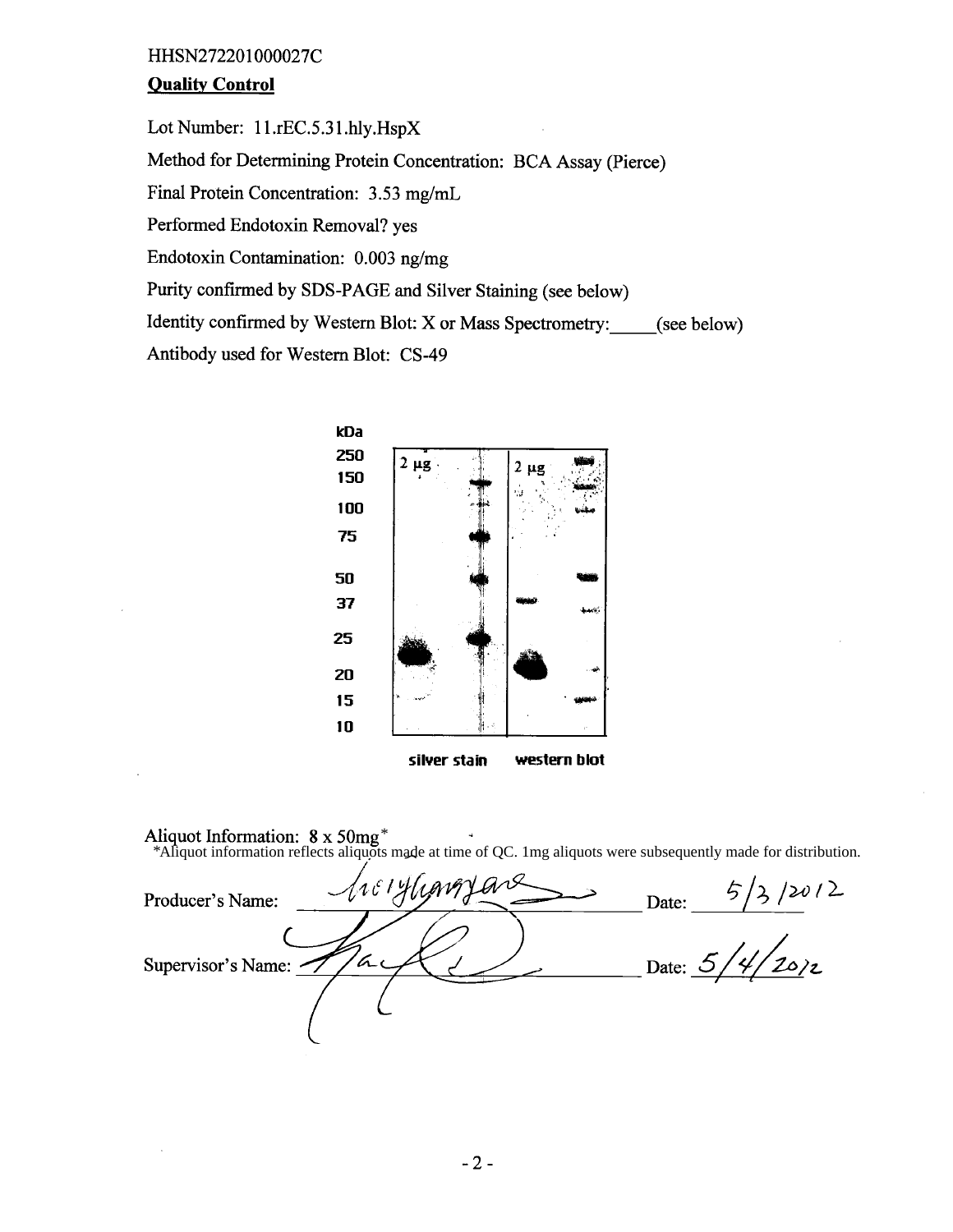HHSN272201000027C

**Quality Control**

Lot Number: 11.rEC.5.31.hly.HspX

Method for Determining Protein Concentration: BCA Assay (Pierce)

Final Protein Concentration: 3.53 mg/mL

Performed Endotoxin Removal? yes

Endotoxin Contamination: 0.003 ng/mg

Purity confirmed by SDS-PAGE and Silver Staining (see below)

Identity confirmed by Western Blot: X or Mass Spectrometry:_____(see below)

Antibody used for Western Blot: CS-49

kDa
250
150
100
75
50
37
25
20
15
10

2 µg
2 µg

silver stain
western blot

Aliquot Information: 8 x 50mg*

*Aliquot information reflects aliquots made at time of QC. 1mg aliquots were subsequently made for distribution.

Producer's Name: _______________ Date: 5/3/2012

Supervisor's Name: _______________ Date: 5/4/2012